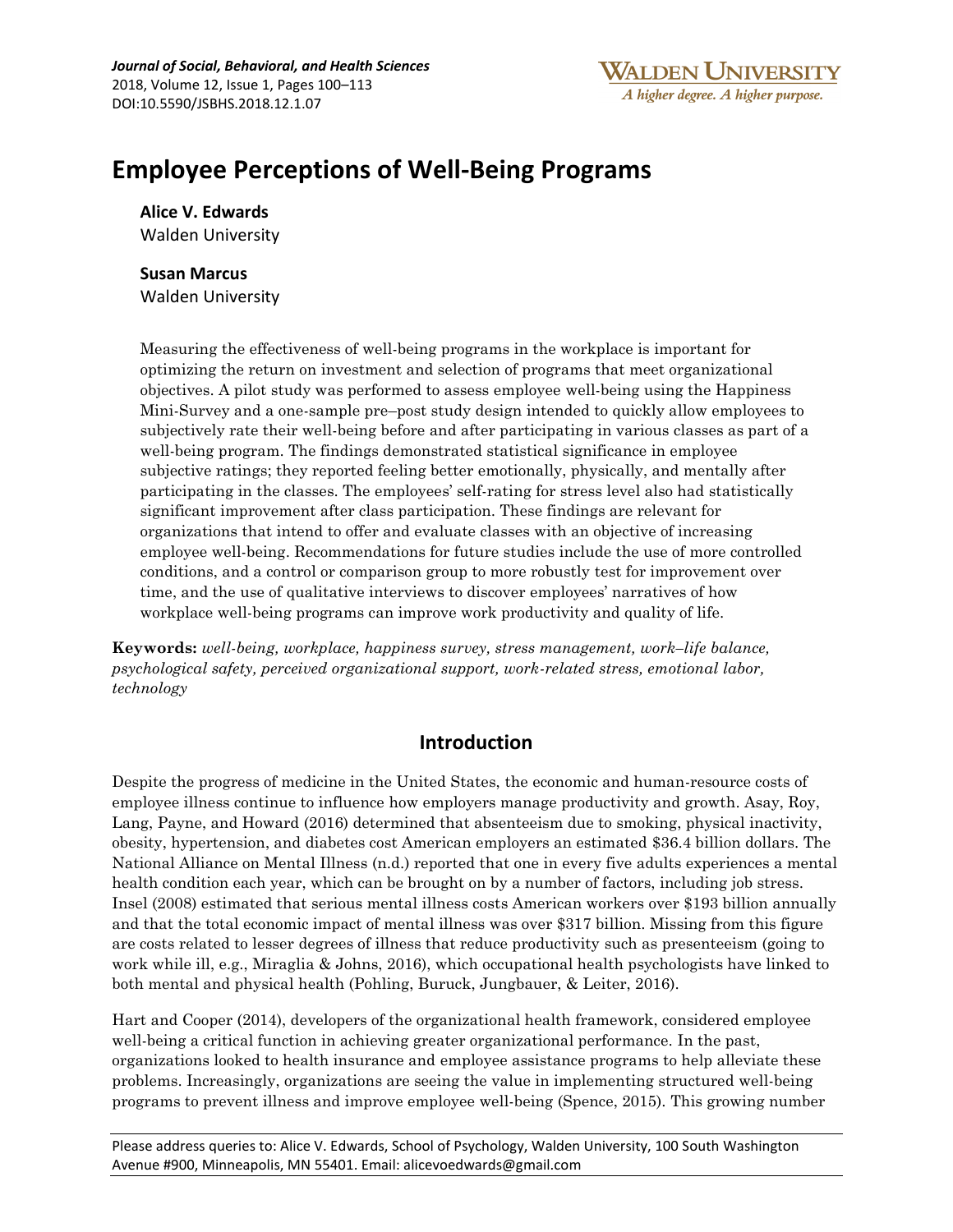# Employee Perceptions of Well-Being Programs

**Alice V. Edwards**
Walden University

**Susan Marcus**
Walden University

Measuring the effectiveness of well-being programs in the workplace is important for optimizing the return on investment and selection of programs that meet organizational objectives. A pilot study was performed to assess employee well-being using the Happiness Mini-Survey and a one-sample pre–post study design intended to quickly allow employees to subjectively rate their well-being before and after participating in various classes as part of a well-being program. The findings demonstrated statistical significance in employee subjective ratings; they reported feeling better emotionally, physically, and mentally after participating in the classes. The employees' self-rating for stress level also had statistically significant improvement after class participation. These findings are relevant for organizations that intend to offer and evaluate classes with an objective of increasing employee well-being. Recommendations for future studies include the use of more controlled conditions, and a control or comparison group to more robustly test for improvement over time, and the use of qualitative interviews to discover employees' narratives of how workplace well-being programs can improve work productivity and quality of life.

**Keywords:** *well-being, workplace, happiness survey, stress management, work–life balance, psychological safety, perceived organizational support, work-related stress, emotional labor, technology*

## Introduction

Despite the progress of medicine in the United States, the economic and human-resource costs of employee illness continue to influence how employers manage productivity and growth. Asay, Roy, Lang, Payne, and Howard (2016) determined that absenteeism due to smoking, physical inactivity, obesity, hypertension, and diabetes cost American employers an estimated $36.4 billion dollars. The National Alliance on Mental Illness (n.d.) reported that one in every five adults experiences a mental health condition each year, which can be brought on by a number of factors, including job stress. Insel (2008) estimated that serious mental illness costs American workers over $193 billion annually and that the total economic impact of mental illness was over $317 billion. Missing from this figure are costs related to lesser degrees of illness that reduce productivity such as presenteeism (going to work while ill, e.g., Miraglia & Johns, 2016), which occupational health psychologists have linked to both mental and physical health (Pohling, Buruck, Jungbauer, & Leiter, 2016).

Hart and Cooper (2014), developers of the organizational health framework, considered employee well-being a critical function in achieving greater organizational performance. In the past, organizations looked to health insurance and employee assistance programs to help alleviate these problems. Increasingly, organizations are seeing the value in implementing structured well-being programs to prevent illness and improve employee well-being (Spence, 2015). This growing number

Please address queries to: Alice V. Edwards, School of Psychology, Walden University, 100 South Washington Avenue #900, Minneapolis, MN 55401. Email: alicevoedwards@gmail.com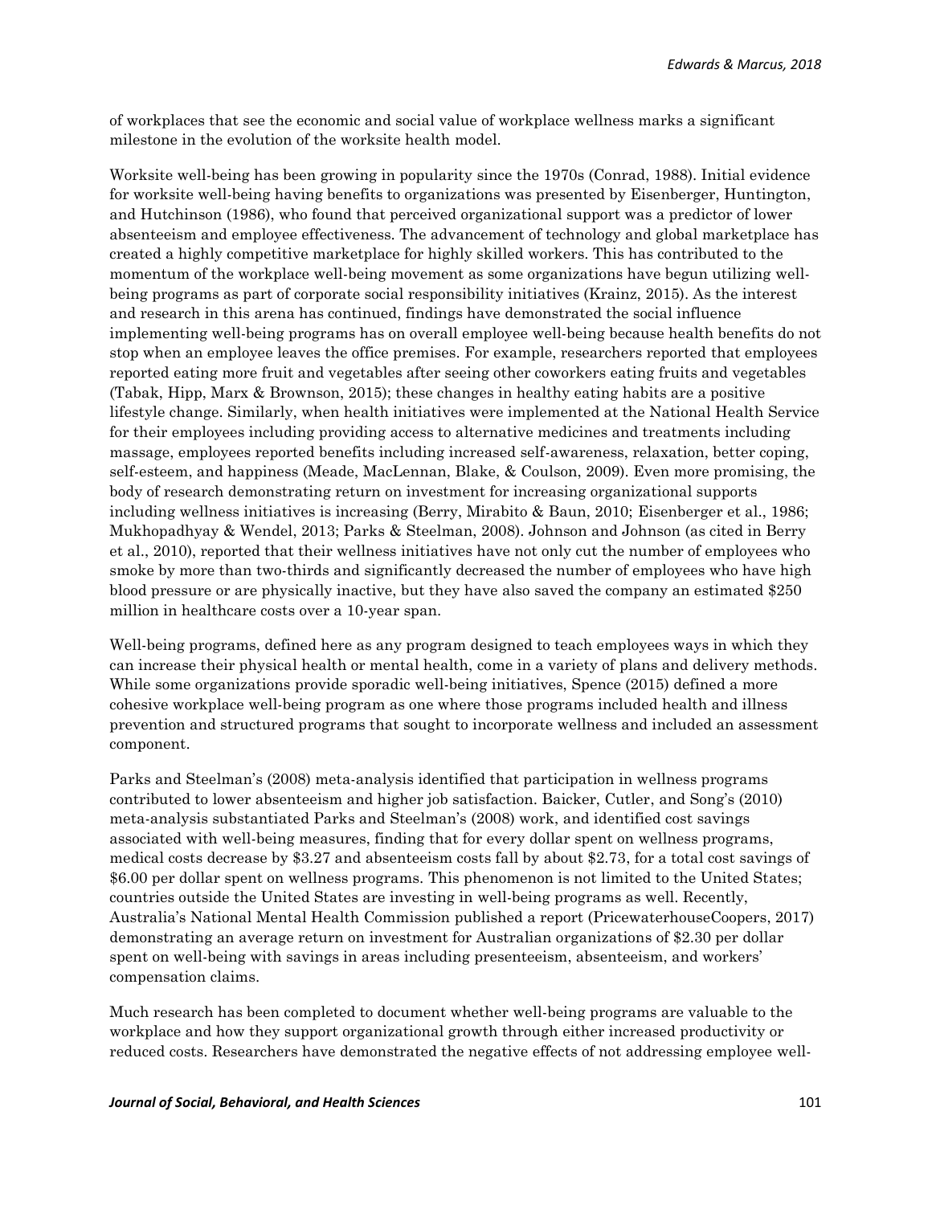of workplaces that see the economic and social value of workplace wellness marks a significant milestone in the evolution of the worksite health model.

Worksite well-being has been growing in popularity since the 1970s (Conrad, 1988). Initial evidence for worksite well-being having benefits to organizations was presented by Eisenberger, Huntington, and Hutchinson (1986), who found that perceived organizational support was a predictor of lower absenteeism and employee effectiveness. The advancement of technology and global marketplace has created a highly competitive marketplace for highly skilled workers. This has contributed to the momentum of the workplace well-being movement as some organizations have begun utilizing well-being programs as part of corporate social responsibility initiatives (Krainz, 2015). As the interest and research in this arena has continued, findings have demonstrated the social influence implementing well-being programs has on overall employee well-being because health benefits do not stop when an employee leaves the office premises. For example, researchers reported that employees reported eating more fruit and vegetables after seeing other coworkers eating fruits and vegetables (Tabak, Hipp, Marx & Brownson, 2015); these changes in healthy eating habits are a positive lifestyle change. Similarly, when health initiatives were implemented at the National Health Service for their employees including providing access to alternative medicines and treatments including massage, employees reported benefits including increased self-awareness, relaxation, better coping, self-esteem, and happiness (Meade, MacLennan, Blake, & Coulson, 2009). Even more promising, the body of research demonstrating return on investment for increasing organizational supports including wellness initiatives is increasing (Berry, Mirabito & Baun, 2010; Eisenberger et al., 1986; Mukhopadhyay & Wendel, 2013; Parks & Steelman, 2008). Johnson and Johnson (as cited in Berry et al., 2010), reported that their wellness initiatives have not only cut the number of employees who smoke by more than two-thirds and significantly decreased the number of employees who have high blood pressure or are physically inactive, but they have also saved the company an estimated $250 million in healthcare costs over a 10-year span.

Well-being programs, defined here as any program designed to teach employees ways in which they can increase their physical health or mental health, come in a variety of plans and delivery methods. While some organizations provide sporadic well-being initiatives, Spence (2015) defined a more cohesive workplace well-being program as one where those programs included health and illness prevention and structured programs that sought to incorporate wellness and included an assessment component.

Parks and Steelman's (2008) meta-analysis identified that participation in wellness programs contributed to lower absenteeism and higher job satisfaction. Baicker, Cutler, and Song's (2010) meta-analysis substantiated Parks and Steelman's (2008) work, and identified cost savings associated with well-being measures, finding that for every dollar spent on wellness programs, medical costs decrease by $3.27 and absenteeism costs fall by about $2.73, for a total cost savings of $6.00 per dollar spent on wellness programs. This phenomenon is not limited to the United States; countries outside the United States are investing in well-being programs as well. Recently, Australia's National Mental Health Commission published a report (PricewaterhouseCoopers, 2017) demonstrating an average return on investment for Australian organizations of $2.30 per dollar spent on well-being with savings in areas including presenteeism, absenteeism, and workers' compensation claims.

Much research has been completed to document whether well-being programs are valuable to the workplace and how they support organizational growth through either increased productivity or reduced costs. Researchers have demonstrated the negative effects of not addressing employee well-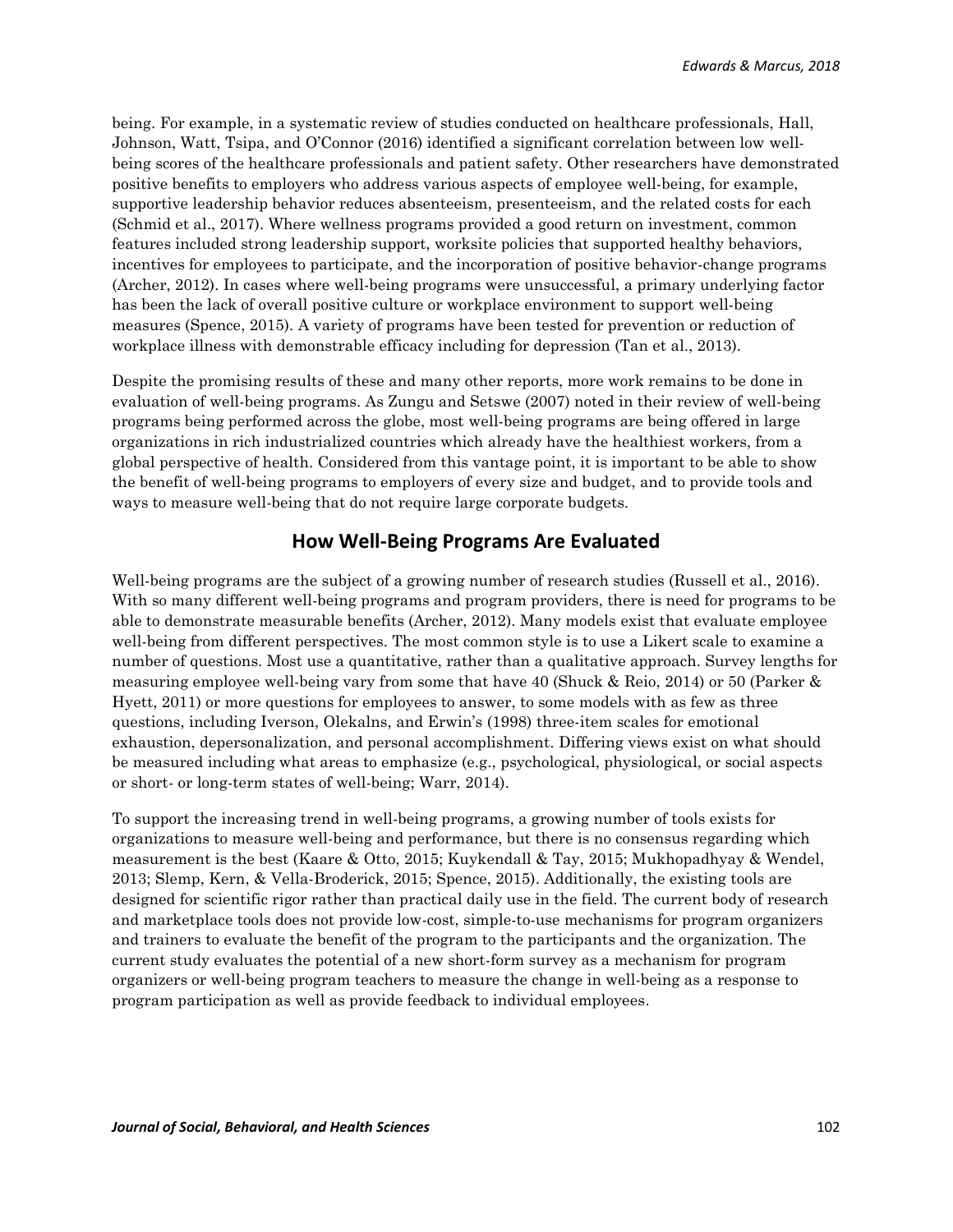being. For example, in a systematic review of studies conducted on healthcare professionals, Hall, Johnson, Watt, Tsipa, and O'Connor (2016) identified a significant correlation between low well-being scores of the healthcare professionals and patient safety. Other researchers have demonstrated positive benefits to employers who address various aspects of employee well-being, for example, supportive leadership behavior reduces absenteeism, presenteeism, and the related costs for each (Schmid et al., 2017). Where wellness programs provided a good return on investment, common features included strong leadership support, worksite policies that supported healthy behaviors, incentives for employees to participate, and the incorporation of positive behavior-change programs (Archer, 2012). In cases where well-being programs were unsuccessful, a primary underlying factor has been the lack of overall positive culture or workplace environment to support well-being measures (Spence, 2015). A variety of programs have been tested for prevention or reduction of workplace illness with demonstrable efficacy including for depression (Tan et al., 2013).

Despite the promising results of these and many other reports, more work remains to be done in evaluation of well-being programs. As Zungu and Setswe (2007) noted in their review of well-being programs being performed across the globe, most well-being programs are being offered in large organizations in rich industrialized countries which already have the healthiest workers, from a global perspective of health. Considered from this vantage point, it is important to be able to show the benefit of well-being programs to employers of every size and budget, and to provide tools and ways to measure well-being that do not require large corporate budgets.

## How Well-Being Programs Are Evaluated

Well-being programs are the subject of a growing number of research studies (Russell et al., 2016). With so many different well-being programs and program providers, there is need for programs to be able to demonstrate measurable benefits (Archer, 2012). Many models exist that evaluate employee well-being from different perspectives. The most common style is to use a Likert scale to examine a number of questions. Most use a quantitative, rather than a qualitative approach. Survey lengths for measuring employee well-being vary from some that have 40 (Shuck & Reio, 2014) or 50 (Parker & Hyett, 2011) or more questions for employees to answer, to some models with as few as three questions, including Iverson, Olekalns, and Erwin's (1998) three-item scales for emotional exhaustion, depersonalization, and personal accomplishment. Differing views exist on what should be measured including what areas to emphasize (e.g., psychological, physiological, or social aspects or short- or long-term states of well-being; Warr, 2014).

To support the increasing trend in well-being programs, a growing number of tools exists for organizations to measure well-being and performance, but there is no consensus regarding which measurement is the best (Kaare & Otto, 2015; Kuykendall & Tay, 2015; Mukhopadhyay & Wendel, 2013; Slemp, Kern, & Vella-Broderick, 2015; Spence, 2015). Additionally, the existing tools are designed for scientific rigor rather than practical daily use in the field. The current body of research and marketplace tools does not provide low-cost, simple-to-use mechanisms for program organizers and trainers to evaluate the benefit of the program to the participants and the organization. The current study evaluates the potential of a new short-form survey as a mechanism for program organizers or well-being program teachers to measure the change in well-being as a response to program participation as well as provide feedback to individual employees.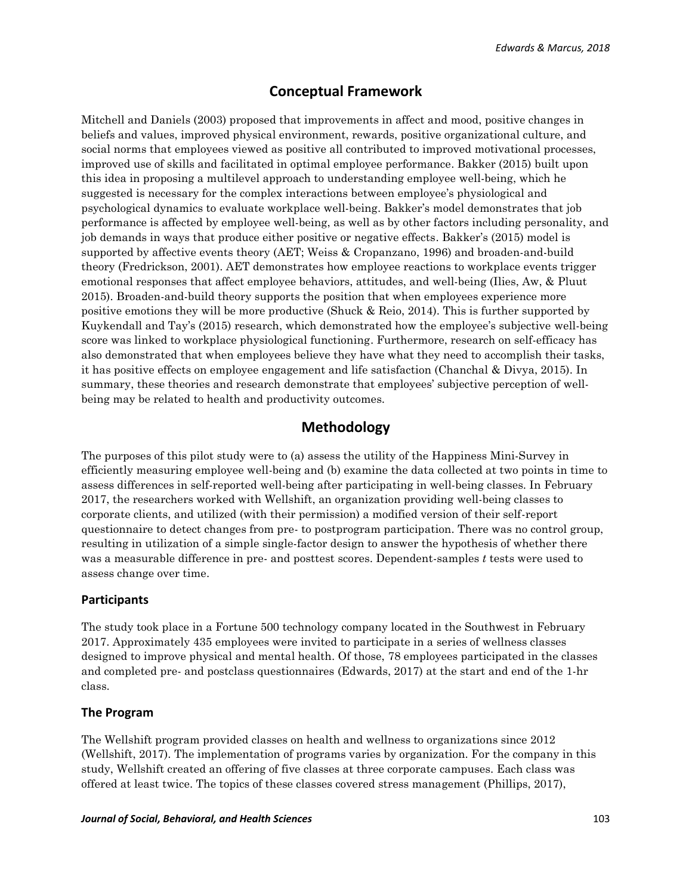## Conceptual Framework

Mitchell and Daniels (2003) proposed that improvements in affect and mood, positive changes in beliefs and values, improved physical environment, rewards, positive organizational culture, and social norms that employees viewed as positive all contributed to improved motivational processes, improved use of skills and facilitated in optimal employee performance. Bakker (2015) built upon this idea in proposing a multilevel approach to understanding employee well-being, which he suggested is necessary for the complex interactions between employee's physiological and psychological dynamics to evaluate workplace well-being. Bakker's model demonstrates that job performance is affected by employee well-being, as well as by other factors including personality, and job demands in ways that produce either positive or negative effects. Bakker's (2015) model is supported by affective events theory (AET; Weiss & Cropanzano, 1996) and broaden-and-build theory (Fredrickson, 2001). AET demonstrates how employee reactions to workplace events trigger emotional responses that affect employee behaviors, attitudes, and well-being (Ilies, Aw, & Pluut 2015). Broaden-and-build theory supports the position that when employees experience more positive emotions they will be more productive (Shuck & Reio, 2014). This is further supported by Kuykendall and Tay's (2015) research, which demonstrated how the employee's subjective well-being score was linked to workplace physiological functioning. Furthermore, research on self-efficacy has also demonstrated that when employees believe they have what they need to accomplish their tasks, it has positive effects on employee engagement and life satisfaction (Chanchal & Divya, 2015). In summary, these theories and research demonstrate that employees' subjective perception of well-being may be related to health and productivity outcomes.

## Methodology

The purposes of this pilot study were to (a) assess the utility of the Happiness Mini-Survey in efficiently measuring employee well-being and (b) examine the data collected at two points in time to assess differences in self-reported well-being after participating in well-being classes. In February 2017, the researchers worked with Wellshift, an organization providing well-being classes to corporate clients, and utilized (with their permission) a modified version of their self-report questionnaire to detect changes from pre- to postprogram participation. There was no control group, resulting in utilization of a simple single-factor design to answer the hypothesis of whether there was a measurable difference in pre- and posttest scores. Dependent-samples *t* tests were used to assess change over time.

### Participants

The study took place in a Fortune 500 technology company located in the Southwest in February 2017. Approximately 435 employees were invited to participate in a series of wellness classes designed to improve physical and mental health. Of those, 78 employees participated in the classes and completed pre- and postclass questionnaires (Edwards, 2017) at the start and end of the 1-hr class.

### The Program

The Wellshift program provided classes on health and wellness to organizations since 2012 (Wellshift, 2017). The implementation of programs varies by organization. For the company in this study, Wellshift created an offering of five classes at three corporate campuses. Each class was offered at least twice. The topics of these classes covered stress management (Phillips, 2017),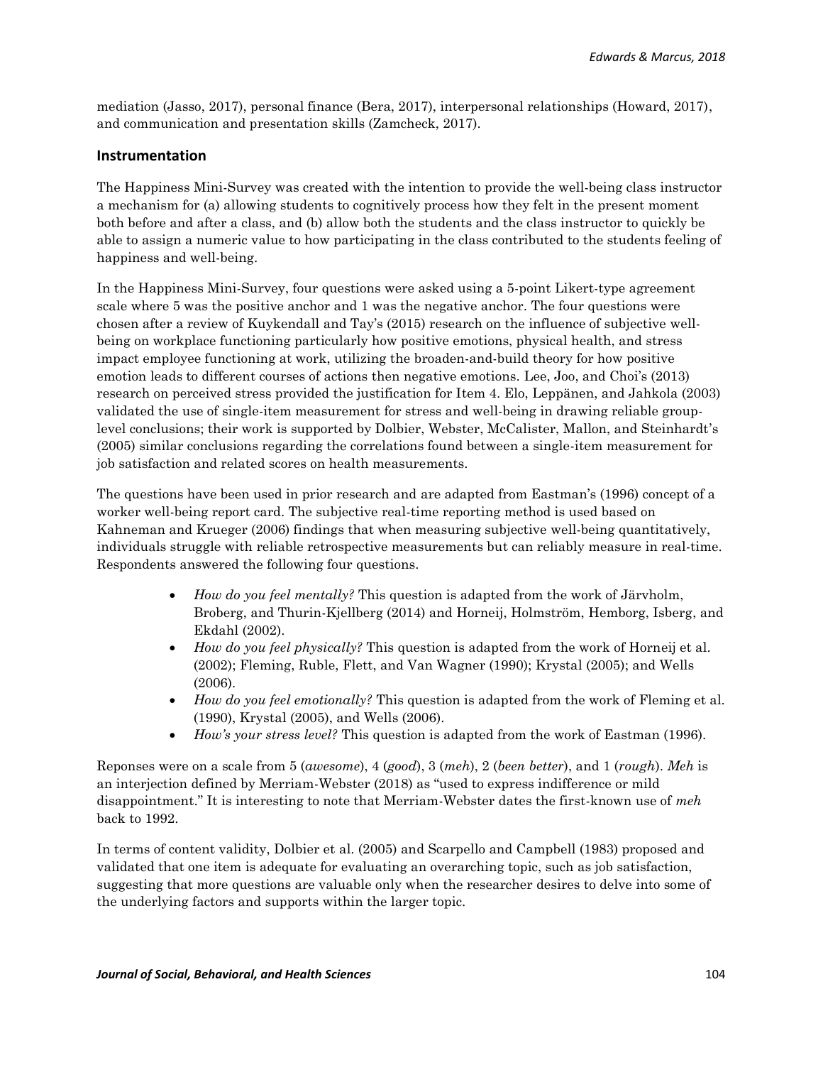mediation (Jasso, 2017), personal finance (Bera, 2017), interpersonal relationships (Howard, 2017), and communication and presentation skills (Zamcheck, 2017).

## Instrumentation

The Happiness Mini-Survey was created with the intention to provide the well-being class instructor a mechanism for (a) allowing students to cognitively process how they felt in the present moment both before and after a class, and (b) allow both the students and the class instructor to quickly be able to assign a numeric value to how participating in the class contributed to the students feeling of happiness and well-being.

In the Happiness Mini-Survey, four questions were asked using a 5-point Likert-type agreement scale where 5 was the positive anchor and 1 was the negative anchor. The four questions were chosen after a review of Kuykendall and Tay's (2015) research on the influence of subjective well-being on workplace functioning particularly how positive emotions, physical health, and stress impact employee functioning at work, utilizing the broaden-and-build theory for how positive emotion leads to different courses of actions then negative emotions. Lee, Joo, and Choi's (2013) research on perceived stress provided the justification for Item 4. Elo, Leppänen, and Jahkola (2003) validated the use of single-item measurement for stress and well-being in drawing reliable group-level conclusions; their work is supported by Dolbier, Webster, McCalister, Mallon, and Steinhardt's (2005) similar conclusions regarding the correlations found between a single-item measurement for job satisfaction and related scores on health measurements.

The questions have been used in prior research and are adapted from Eastman's (1996) concept of a worker well-being report card. The subjective real-time reporting method is used based on Kahneman and Krueger (2006) findings that when measuring subjective well-being quantitatively, individuals struggle with reliable retrospective measurements but can reliably measure in real-time. Respondents answered the following four questions.

- *How do you feel mentally?* This question is adapted from the work of Järvholm, Broberg, and Thurin-Kjellberg (2014) and Horneij, Holmström, Hemborg, Isberg, and Ekdahl (2002).
- *How do you feel physically?* This question is adapted from the work of Horneij et al. (2002); Fleming, Ruble, Flett, and Van Wagner (1990); Krystal (2005); and Wells (2006).
- *How do you feel emotionally?* This question is adapted from the work of Fleming et al. (1990), Krystal (2005), and Wells (2006).
- *How's your stress level?* This question is adapted from the work of Eastman (1996).

Reponses were on a scale from 5 (*awesome*), 4 (*good*), 3 (*meh*), 2 (*been better*), and 1 (*rough*). *Meh* is an interjection defined by Merriam-Webster (2018) as "used to express indifference or mild disappointment." It is interesting to note that Merriam-Webster dates the first-known use of *meh* back to 1992.

In terms of content validity, Dolbier et al. (2005) and Scarpello and Campbell (1983) proposed and validated that one item is adequate for evaluating an overarching topic, such as job satisfaction, suggesting that more questions are valuable only when the researcher desires to delve into some of the underlying factors and supports within the larger topic.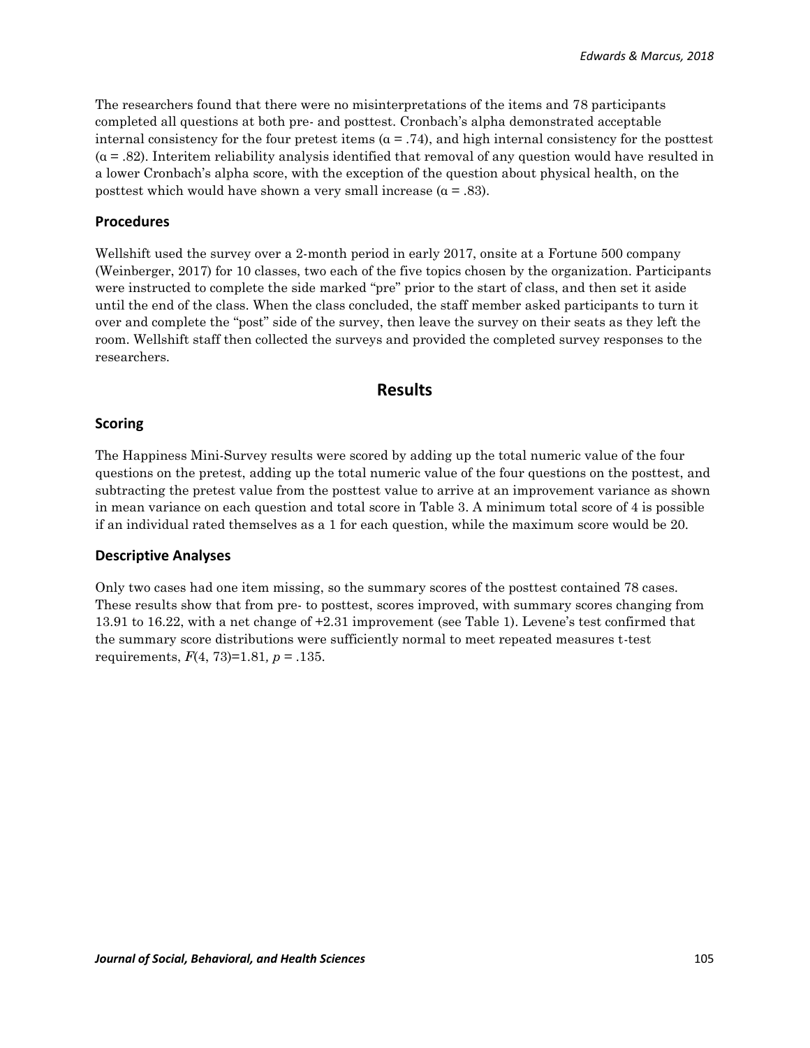The researchers found that there were no misinterpretations of the items and 78 participants completed all questions at both pre- and posttest. Cronbach's alpha demonstrated acceptable internal consistency for the four pretest items ($\alpha$ = .74), and high internal consistency for the posttest ($\alpha$ = .82). Interitem reliability analysis identified that removal of any question would have resulted in a lower Cronbach's alpha score, with the exception of the question about physical health, on the posttest which would have shown a very small increase ($\alpha$ = .83).

### Procedures

Wellshift used the survey over a 2-month period in early 2017, onsite at a Fortune 500 company (Weinberger, 2017) for 10 classes, two each of the five topics chosen by the organization. Participants were instructed to complete the side marked "pre" prior to the start of class, and then set it aside until the end of the class. When the class concluded, the staff member asked participants to turn it over and complete the "post" side of the survey, then leave the survey on their seats as they left the room. Wellshift staff then collected the surveys and provided the completed survey responses to the researchers.

## Results

### Scoring

The Happiness Mini-Survey results were scored by adding up the total numeric value of the four questions on the pretest, adding up the total numeric value of the four questions on the posttest, and subtracting the pretest value from the posttest value to arrive at an improvement variance as shown in mean variance on each question and total score in Table 3. A minimum total score of 4 is possible if an individual rated themselves as a 1 for each question, while the maximum score would be 20.

### Descriptive Analyses

Only two cases had one item missing, so the summary scores of the posttest contained 78 cases. These results show that from pre- to posttest, scores improved, with summary scores changing from 13.91 to 16.22, with a net change of +2.31 improvement (see Table 1). Levene's test confirmed that the summary score distributions were sufficiently normal to meet repeated measures t-test requirements, $F(4, 73)=1.81$, $p = .135$.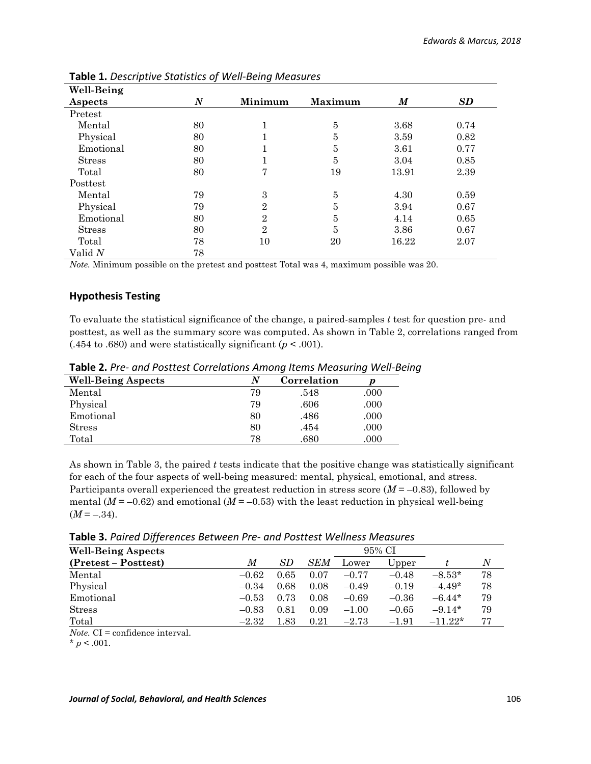**Table 1.** *Descriptive Statistics of Well-Being Measures*

| Well-Being Aspects | *N* | Minimum | Maximum | *M* | *SD* |
|---|---|---|---|---|---|
| Pretest | | | | | |
| Mental | 80 | 1 | 5 | 3.68 | 0.74 |
| Physical | 80 | 1 | 5 | 3.59 | 0.82 |
| Emotional | 80 | 1 | 5 | 3.61 | 0.77 |
| Stress | 80 | 1 | 5 | 3.04 | 0.85 |
| Total | 80 | 7 | 19 | 13.91 | 2.39 |
| Posttest | | | | | |
| Mental | 79 | 3 | 5 | 4.30 | 0.59 |
| Physical | 79 | 2 | 5 | 3.94 | 0.67 |
| Emotional | 80 | 2 | 5 | 4.14 | 0.65 |
| Stress | 80 | 2 | 5 | 3.86 | 0.67 |
| Total | 78 | 10 | 20 | 16.22 | 2.07 |
| Valid *N* | 78 | | | | |

*Note.* Minimum possible on the pretest and posttest Total was 4, maximum possible was 20.

## Hypothesis Testing

To evaluate the statistical significance of the change, a paired-samples *t* test for question pre- and posttest, as well as the summary score was computed. As shown in Table 2, correlations ranged from (.454 to .680) and were statistically significant ($p < .001$).

**Table 2.** *Pre- and Posttest Correlations Among Items Measuring Well-Being*

| Well-Being Aspects | *N* | Correlation | *p* |
|---|---|---|---|
| Mental | 79 | .548 | .000 |
| Physical | 79 | .606 | .000 |
| Emotional | 80 | .486 | .000 |
| Stress | 80 | .454 | .000 |
| Total | 78 | .680 | .000 |

As shown in Table 3, the paired *t* tests indicate that the positive change was statistically significant for each of the four aspects of well-being measured: mental, physical, emotional, and stress. Participants overall experienced the greatest reduction in stress score ($M = -0.83$), followed by mental ($M = -0.62$) and emotional ($M = -0.53$) with the least reduction in physical well-being ($M = -.34$).

**Table 3.** *Paired Differences Between Pre- and Posttest Wellness Measures*

| Well-Being Aspects | | | | 95% CI | | | |
|---|---|---|---|---|---|---|---|
| (Pretest – Posttest) | *M* | *SD* | *SEM* | Lower | Upper | *t* | *N* |
| Mental | –0.62 | 0.65 | 0.07 | –0.77 | –0.48 | –8.53* | 78 |
| Physical | –0.34 | 0.68 | 0.08 | –0.49 | –0.19 | –4.49* | 78 |
| Emotional | –0.53 | 0.73 | 0.08 | –0.69 | –0.36 | –6.44* | 79 |
| Stress | –0.83 | 0.81 | 0.09 | –1.00 | –0.65 | –9.14* | 79 |
| Total | –2.32 | 1.83 | 0.21 | –2.73 | –1.91 | –11.22* | 77 |

*Note.* CI = confidence interval.

* $p < .001$.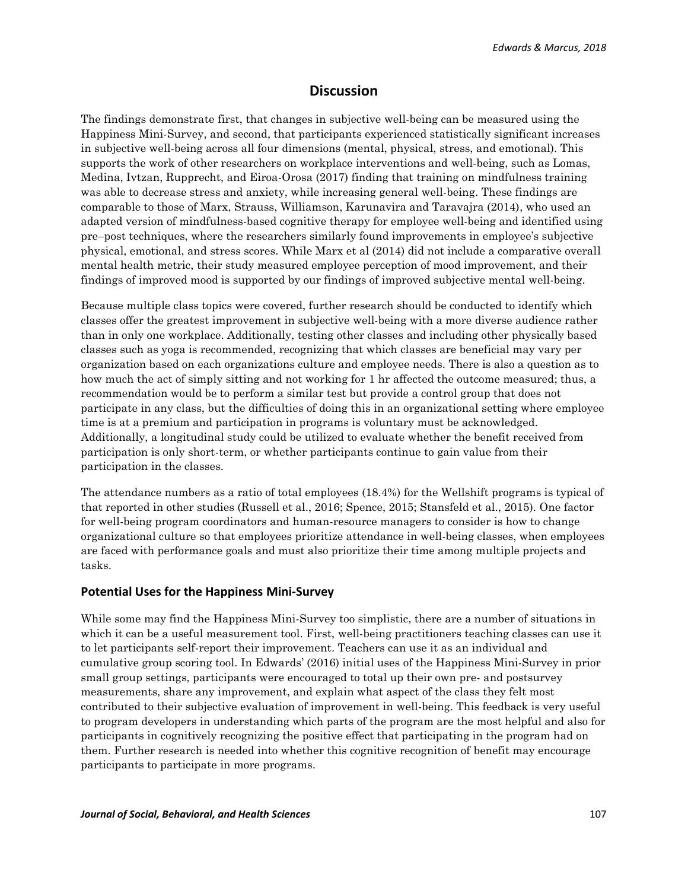## Discussion

The findings demonstrate first, that changes in subjective well-being can be measured using the Happiness Mini-Survey, and second, that participants experienced statistically significant increases in subjective well-being across all four dimensions (mental, physical, stress, and emotional). This supports the work of other researchers on workplace interventions and well-being, such as Lomas, Medina, Ivtzan, Rupprecht, and Eiroa-Orosa (2017) finding that training on mindfulness training was able to decrease stress and anxiety, while increasing general well-being. These findings are comparable to those of Marx, Strauss, Williamson, Karunavira and Taravajra (2014), who used an adapted version of mindfulness-based cognitive therapy for employee well-being and identified using pre–post techniques, where the researchers similarly found improvements in employee's subjective physical, emotional, and stress scores. While Marx et al (2014) did not include a comparative overall mental health metric, their study measured employee perception of mood improvement, and their findings of improved mood is supported by our findings of improved subjective mental well-being.

Because multiple class topics were covered, further research should be conducted to identify which classes offer the greatest improvement in subjective well-being with a more diverse audience rather than in only one workplace. Additionally, testing other classes and including other physically based classes such as yoga is recommended, recognizing that which classes are beneficial may vary per organization based on each organizations culture and employee needs. There is also a question as to how much the act of simply sitting and not working for 1 hr affected the outcome measured; thus, a recommendation would be to perform a similar test but provide a control group that does not participate in any class, but the difficulties of doing this in an organizational setting where employee time is at a premium and participation in programs is voluntary must be acknowledged. Additionally, a longitudinal study could be utilized to evaluate whether the benefit received from participation is only short-term, or whether participants continue to gain value from their participation in the classes.

The attendance numbers as a ratio of total employees (18.4%) for the Wellshift programs is typical of that reported in other studies (Russell et al., 2016; Spence, 2015; Stansfeld et al., 2015). One factor for well-being program coordinators and human-resource managers to consider is how to change organizational culture so that employees prioritize attendance in well-being classes, when employees are faced with performance goals and must also prioritize their time among multiple projects and tasks.

### Potential Uses for the Happiness Mini-Survey

While some may find the Happiness Mini-Survey too simplistic, there are a number of situations in which it can be a useful measurement tool. First, well-being practitioners teaching classes can use it to let participants self-report their improvement. Teachers can use it as an individual and cumulative group scoring tool. In Edwards' (2016) initial uses of the Happiness Mini-Survey in prior small group settings, participants were encouraged to total up their own pre- and postsurvey measurements, share any improvement, and explain what aspect of the class they felt most contributed to their subjective evaluation of improvement in well-being. This feedback is very useful to program developers in understanding which parts of the program are the most helpful and also for participants in cognitively recognizing the positive effect that participating in the program had on them. Further research is needed into whether this cognitive recognition of benefit may encourage participants to participate in more programs.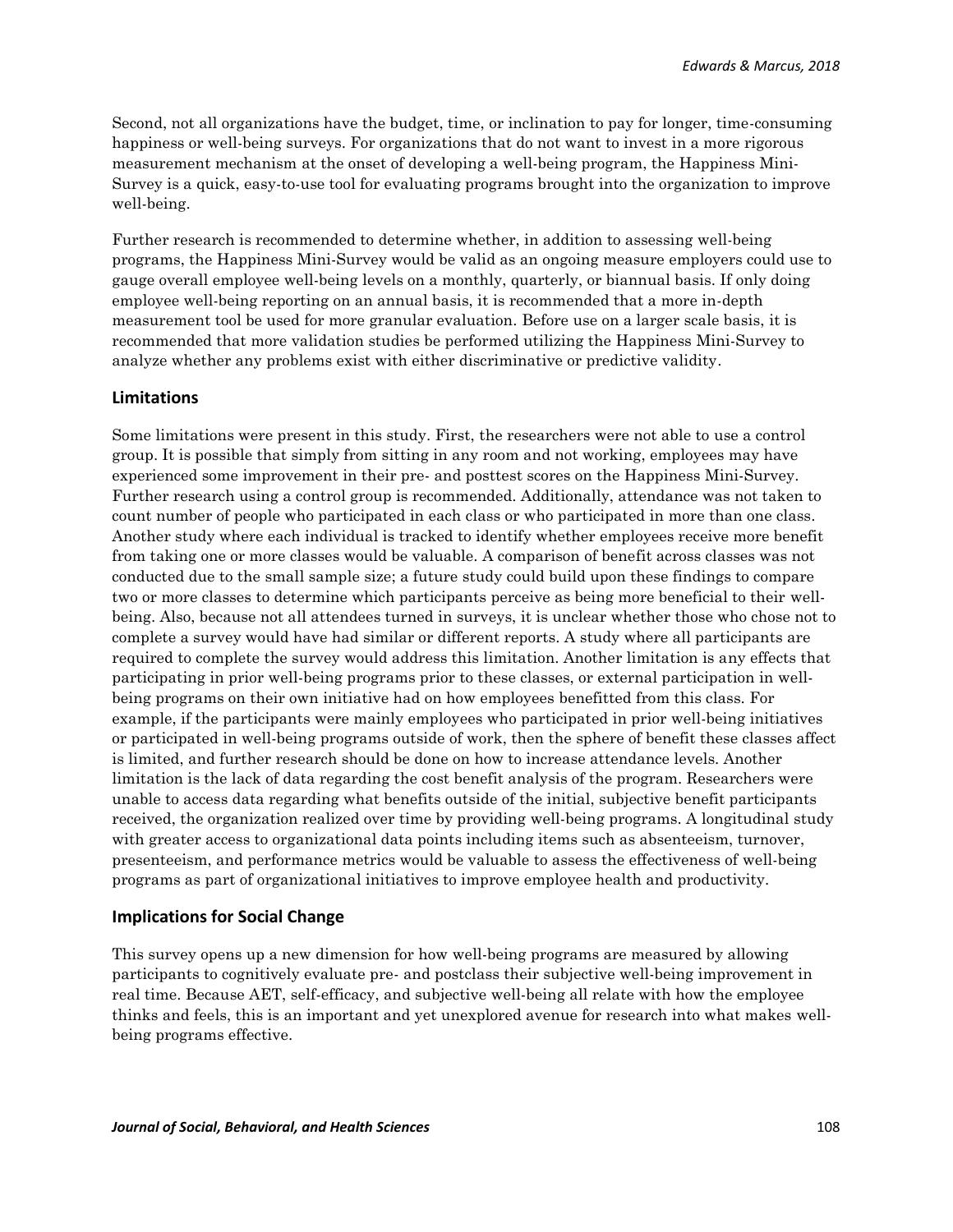Second, not all organizations have the budget, time, or inclination to pay for longer, time-consuming happiness or well-being surveys. For organizations that do not want to invest in a more rigorous measurement mechanism at the onset of developing a well-being program, the Happiness Mini-Survey is a quick, easy-to-use tool for evaluating programs brought into the organization to improve well-being.

Further research is recommended to determine whether, in addition to assessing well-being programs, the Happiness Mini-Survey would be valid as an ongoing measure employers could use to gauge overall employee well-being levels on a monthly, quarterly, or biannual basis. If only doing employee well-being reporting on an annual basis, it is recommended that a more in-depth measurement tool be used for more granular evaluation. Before use on a larger scale basis, it is recommended that more validation studies be performed utilizing the Happiness Mini-Survey to analyze whether any problems exist with either discriminative or predictive validity.

## Limitations

Some limitations were present in this study. First, the researchers were not able to use a control group. It is possible that simply from sitting in any room and not working, employees may have experienced some improvement in their pre- and posttest scores on the Happiness Mini-Survey. Further research using a control group is recommended. Additionally, attendance was not taken to count number of people who participated in each class or who participated in more than one class. Another study where each individual is tracked to identify whether employees receive more benefit from taking one or more classes would be valuable. A comparison of benefit across classes was not conducted due to the small sample size; a future study could build upon these findings to compare two or more classes to determine which participants perceive as being more beneficial to their well-being. Also, because not all attendees turned in surveys, it is unclear whether those who chose not to complete a survey would have had similar or different reports. A study where all participants are required to complete the survey would address this limitation. Another limitation is any effects that participating in prior well-being programs prior to these classes, or external participation in well-being programs on their own initiative had on how employees benefitted from this class. For example, if the participants were mainly employees who participated in prior well-being initiatives or participated in well-being programs outside of work, then the sphere of benefit these classes affect is limited, and further research should be done on how to increase attendance levels. Another limitation is the lack of data regarding the cost benefit analysis of the program. Researchers were unable to access data regarding what benefits outside of the initial, subjective benefit participants received, the organization realized over time by providing well-being programs. A longitudinal study with greater access to organizational data points including items such as absenteeism, turnover, presenteeism, and performance metrics would be valuable to assess the effectiveness of well-being programs as part of organizational initiatives to improve employee health and productivity.

## Implications for Social Change

This survey opens up a new dimension for how well-being programs are measured by allowing participants to cognitively evaluate pre- and postclass their subjective well-being improvement in real time. Because AET, self-efficacy, and subjective well-being all relate with how the employee thinks and feels, this is an important and yet unexplored avenue for research into what makes well-being programs effective.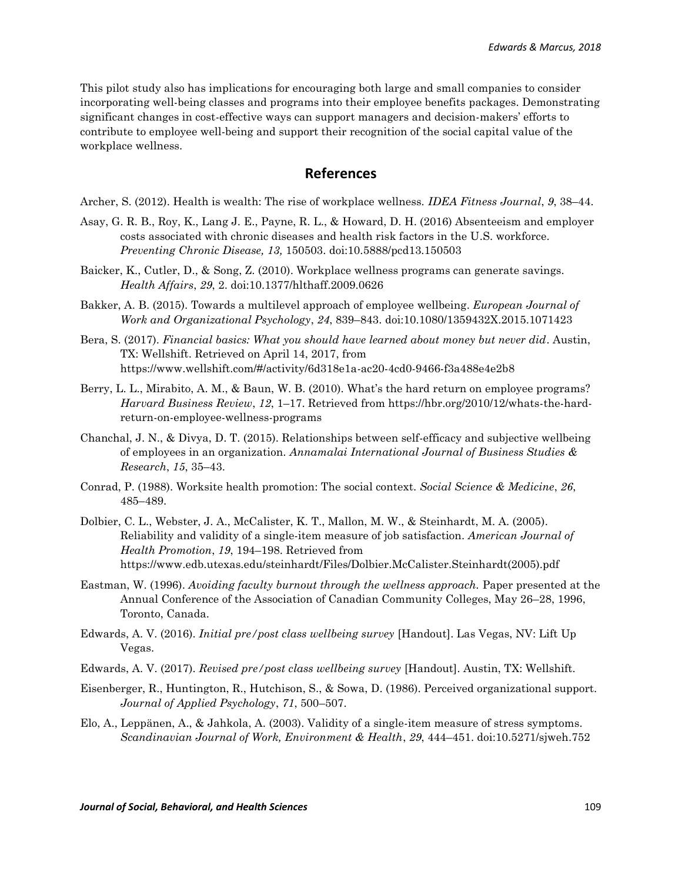This pilot study also has implications for encouraging both large and small companies to consider incorporating well-being classes and programs into their employee benefits packages. Demonstrating significant changes in cost-effective ways can support managers and decision-makers' efforts to contribute to employee well-being and support their recognition of the social capital value of the workplace wellness.

## References

Archer, S. (2012). Health is wealth: The rise of workplace wellness. *IDEA Fitness Journal*, *9*, 38–44.

Asay, G. R. B., Roy, K., Lang J. E., Payne, R. L., & Howard, D. H. (2016) Absenteeism and employer costs associated with chronic diseases and health risk factors in the U.S. workforce. *Preventing Chronic Disease, 13,* 150503. doi:10.5888/pcd13.150503

Baicker, K., Cutler, D., & Song, Z. (2010). Workplace wellness programs can generate savings. *Health Affairs*, *29*, 2. doi:10.1377/hlthaff.2009.0626

Bakker, A. B. (2015). Towards a multilevel approach of employee wellbeing. *European Journal of Work and Organizational Psychology*, *24*, 839–843. doi:10.1080/1359432X.2015.1071423

Bera, S. (2017). *Financial basics: What you should have learned about money but never did*. Austin, TX: Wellshift. Retrieved on April 14, 2017, from https://www.wellshift.com/#/activity/6d318e1a-ac20-4cd0-9466-f3a488e4e2b8

Berry, L. L., Mirabito, A. M., & Baun, W. B. (2010). What's the hard return on employee programs? *Harvard Business Review*, *12*, 1–17. Retrieved from https://hbr.org/2010/12/whats-the-hard-return-on-employee-wellness-programs

Chanchal, J. N., & Divya, D. T. (2015). Relationships between self-efficacy and subjective wellbeing of employees in an organization. *Annamalai International Journal of Business Studies & Research*, *15*, 35–43.

Conrad, P. (1988). Worksite health promotion: The social context. *Social Science & Medicine*, *26*, 485–489.

Dolbier, C. L., Webster, J. A., McCalister, K. T., Mallon, M. W., & Steinhardt, M. A. (2005). Reliability and validity of a single-item measure of job satisfaction. *American Journal of Health Promotion*, *19*, 194–198. Retrieved from https://www.edb.utexas.edu/steinhardt/Files/Dolbier.McCalister.Steinhardt(2005).pdf

Eastman, W. (1996). *Avoiding faculty burnout through the wellness approach.* Paper presented at the Annual Conference of the Association of Canadian Community Colleges, May 26–28, 1996, Toronto, Canada.

Edwards, A. V. (2016). *Initial pre/post class wellbeing survey* [Handout]. Las Vegas, NV: Lift Up Vegas.

Edwards, A. V. (2017). *Revised pre/post class wellbeing survey* [Handout]. Austin, TX: Wellshift.

Eisenberger, R., Huntington, R., Hutchison, S., & Sowa, D. (1986). Perceived organizational support. *Journal of Applied Psychology*, *71*, 500–507.

Elo, A., Leppänen, A., & Jahkola, A. (2003). Validity of a single-item measure of stress symptoms. *Scandinavian Journal of Work, Environment & Health*, *29*, 444–451. doi:10.5271/sjweh.752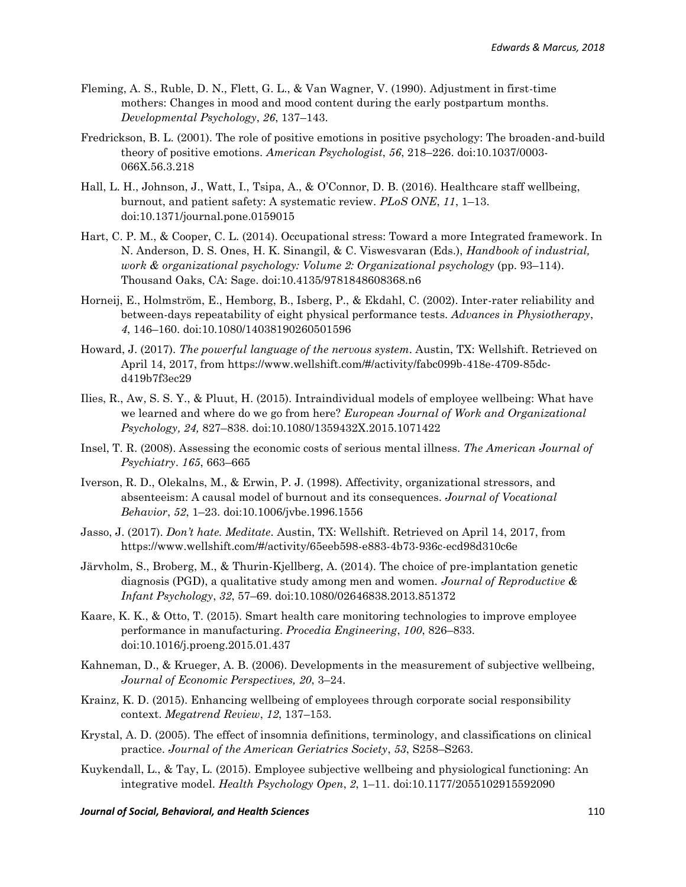Fleming, A. S., Ruble, D. N., Flett, G. L., & Van Wagner, V. (1990). Adjustment in first-time mothers: Changes in mood and mood content during the early postpartum months. *Developmental Psychology*, *26*, 137–143.

Fredrickson, B. L. (2001). The role of positive emotions in positive psychology: The broaden-and-build theory of positive emotions. *American Psychologist*, *56*, 218–226. doi:10.1037/0003-066X.56.3.218

Hall, L. H., Johnson, J., Watt, I., Tsipa, A., & O'Connor, D. B. (2016). Healthcare staff wellbeing, burnout, and patient safety: A systematic review. *PLoS ONE*, *11*, 1–13. doi:10.1371/journal.pone.0159015

Hart, C. P. M., & Cooper, C. L. (2014). Occupational stress: Toward a more Integrated framework. In N. Anderson, D. S. Ones, H. K. Sinangil, & C. Viswesvaran (Eds.), *Handbook of industrial, work & organizational psychology: Volume 2: Organizational psychology* (pp. 93–114). Thousand Oaks, CA: Sage. doi:10.4135/9781848608368.n6

Horneij, E., Holmström, E., Hemborg, B., Isberg, P., & Ekdahl, C. (2002). Inter-rater reliability and between-days repeatability of eight physical performance tests. *Advances in Physiotherapy*, *4*, 146–160. doi:10.1080/14038190260501596

Howard, J. (2017). *The powerful language of the nervous system*. Austin, TX: Wellshift. Retrieved on April 14, 2017, from https://www.wellshift.com/#/activity/fabc099b-418e-4709-85dc-d419b7f3ec29

Ilies, R., Aw, S. S. Y., & Pluut, H. (2015). Intraindividual models of employee wellbeing: What have we learned and where do we go from here? *European Journal of Work and Organizational Psychology, 24,* 827–838. doi:10.1080/1359432X.2015.1071422

Insel, T. R. (2008). Assessing the economic costs of serious mental illness. *The American Journal of Psychiatry*. *165*, 663–665

Iverson, R. D., Olekalns, M., & Erwin, P. J. (1998). Affectivity, organizational stressors, and absenteeism: A causal model of burnout and its consequences. *Journal of Vocational Behavior*, *52*, 1–23. doi:10.1006/jvbe.1996.1556

Jasso, J. (2017). *Don't hate. Meditate*. Austin, TX: Wellshift. Retrieved on April 14, 2017, from https://www.wellshift.com/#/activity/65eeb598-e883-4b73-936c-ecd98d310c6e

Järvholm, S., Broberg, M., & Thurin-Kjellberg, A. (2014). The choice of pre-implantation genetic diagnosis (PGD), a qualitative study among men and women. *Journal of Reproductive & Infant Psychology*, *32*, 57–69. doi:10.1080/02646838.2013.851372

Kaare, K. K., & Otto, T. (2015). Smart health care monitoring technologies to improve employee performance in manufacturing. *Procedia Engineering*, *100*, 826–833. doi:10.1016/j.proeng.2015.01.437

Kahneman, D., & Krueger, A. B. (2006). Developments in the measurement of subjective wellbeing, *Journal of Economic Perspectives, 20*, 3–24.

Krainz, K. D. (2015). Enhancing wellbeing of employees through corporate social responsibility context. *Megatrend Review*, *12*, 137–153.

Krystal, A. D. (2005). The effect of insomnia definitions, terminology, and classifications on clinical practice. *Journal of the American Geriatrics Society*, *53*, S258–S263.

Kuykendall, L., & Tay, L. (2015). Employee subjective wellbeing and physiological functioning: An integrative model. *Health Psychology Open*, *2*, 1–11. doi:10.1177/2055102915592090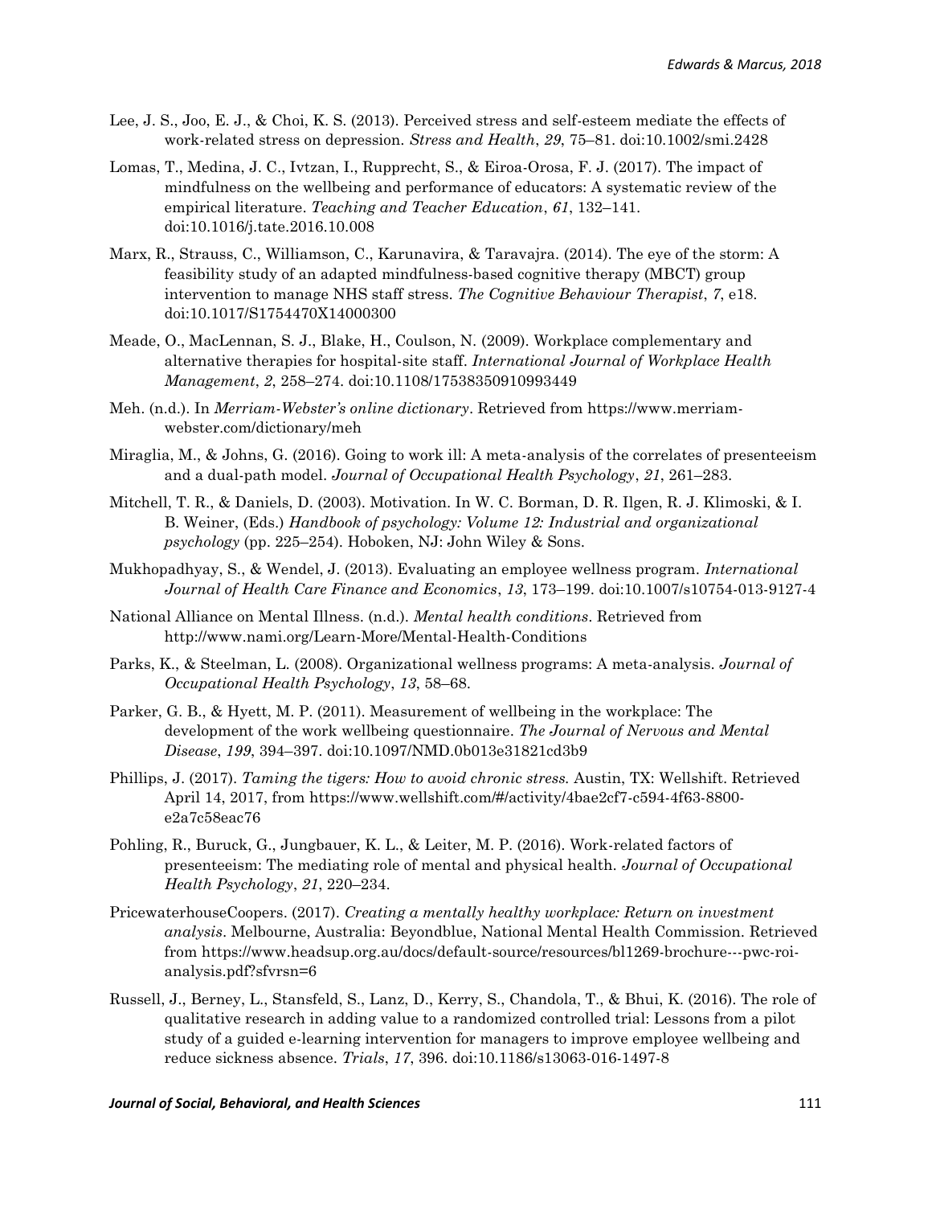Lee, J. S., Joo, E. J., & Choi, K. S. (2013). Perceived stress and self-esteem mediate the effects of work-related stress on depression. *Stress and Health*, *29*, 75–81. doi:10.1002/smi.2428

Lomas, T., Medina, J. C., Ivtzan, I., Rupprecht, S., & Eiroa-Orosa, F. J. (2017). The impact of mindfulness on the wellbeing and performance of educators: A systematic review of the empirical literature. *Teaching and Teacher Education*, *61*, 132–141. doi:10.1016/j.tate.2016.10.008

Marx, R., Strauss, C., Williamson, C., Karunavira, & Taravajra. (2014). The eye of the storm: A feasibility study of an adapted mindfulness-based cognitive therapy (MBCT) group intervention to manage NHS staff stress. *The Cognitive Behaviour Therapist*, *7*, e18. doi:10.1017/S1754470X14000300

Meade, O., MacLennan, S. J., Blake, H., Coulson, N. (2009). Workplace complementary and alternative therapies for hospital-site staff. *International Journal of Workplace Health Management*, *2*, 258–274. doi:10.1108/17538350910993449

Meh. (n.d.). In *Merriam-Webster's online dictionary*. Retrieved from https://www.merriam-webster.com/dictionary/meh

Miraglia, M., & Johns, G. (2016). Going to work ill: A meta-analysis of the correlates of presenteeism and a dual-path model. *Journal of Occupational Health Psychology*, *21*, 261–283.

Mitchell, T. R., & Daniels, D. (2003). Motivation. In W. C. Borman, D. R. Ilgen, R. J. Klimoski, & I. B. Weiner, (Eds.) *Handbook of psychology: Volume 12: Industrial and organizational psychology* (pp. 225–254). Hoboken, NJ: John Wiley & Sons.

Mukhopadhyay, S., & Wendel, J. (2013). Evaluating an employee wellness program. *International Journal of Health Care Finance and Economics*, *13*, 173–199. doi:10.1007/s10754-013-9127-4

National Alliance on Mental Illness. (n.d.). *Mental health conditions*. Retrieved from http://www.nami.org/Learn-More/Mental-Health-Conditions

Parks, K., & Steelman, L. (2008). Organizational wellness programs: A meta-analysis. *Journal of Occupational Health Psychology*, *13*, 58–68.

Parker, G. B., & Hyett, M. P. (2011). Measurement of wellbeing in the workplace: The development of the work wellbeing questionnaire. *The Journal of Nervous and Mental Disease*, *199*, 394–397. doi:10.1097/NMD.0b013e31821cd3b9

Phillips, J. (2017). *Taming the tigers: How to avoid chronic stress.* Austin, TX: Wellshift. Retrieved April 14, 2017, from https://www.wellshift.com/#/activity/4bae2cf7-c594-4f63-8800-e2a7c58eac76

Pohling, R., Buruck, G., Jungbauer, K. L., & Leiter, M. P. (2016). Work-related factors of presenteeism: The mediating role of mental and physical health. *Journal of Occupational Health Psychology*, *21*, 220–234.

PricewaterhouseCoopers. (2017). *Creating a mentally healthy workplace: Return on investment analysis*. Melbourne, Australia: Beyondblue, National Mental Health Commission. Retrieved from https://www.headsup.org.au/docs/default-source/resources/bl1269-brochure---pwc-roi-analysis.pdf?sfvrsn=6

Russell, J., Berney, L., Stansfeld, S., Lanz, D., Kerry, S., Chandola, T., & Bhui, K. (2016). The role of qualitative research in adding value to a randomized controlled trial: Lessons from a pilot study of a guided e-learning intervention for managers to improve employee wellbeing and reduce sickness absence. *Trials*, *17*, 396. doi:10.1186/s13063-016-1497-8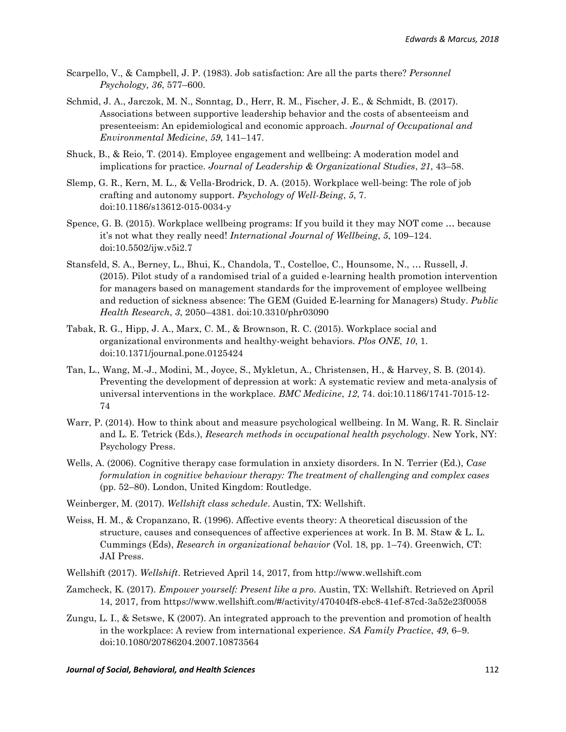Scarpello, V., & Campbell, J. P. (1983). Job satisfaction: Are all the parts there? *Personnel Psychology, 36*, 577–600.

Schmid, J. A., Jarczok, M. N., Sonntag, D., Herr, R. M., Fischer, J. E., & Schmidt, B. (2017). Associations between supportive leadership behavior and the costs of absenteeism and presenteeism: An epidemiological and economic approach. *Journal of Occupational and Environmental Medicine*, *59*, 141–147.

Shuck, B., & Reio, T. (2014). Employee engagement and wellbeing: A moderation model and implications for practice. *Journal of Leadership & Organizational Studies*, *21*, 43–58.

Slemp, G. R., Kern, M. L., & Vella-Brodrick, D. A. (2015). Workplace well-being: The role of job crafting and autonomy support. *Psychology of Well-Being*, *5*, 7. doi:10.1186/s13612-015-0034-y

Spence, G. B. (2015). Workplace wellbeing programs: If you build it they may NOT come … because it's not what they really need! *International Journal of Wellbeing*, *5*, 109–124. doi:10.5502/ijw.v5i2.7

Stansfeld, S. A., Berney, L., Bhui, K., Chandola, T., Costelloe, C., Hounsome, N., … Russell, J. (2015). Pilot study of a randomised trial of a guided e-learning health promotion intervention for managers based on management standards for the improvement of employee wellbeing and reduction of sickness absence: The GEM (Guided E-learning for Managers) Study. *Public Health Research*, *3*, 2050–4381. doi:10.3310/phr03090

Tabak, R. G., Hipp, J. A., Marx, C. M., & Brownson, R. C. (2015). Workplace social and organizational environments and healthy-weight behaviors. *Plos ONE*, *10*, 1. doi:10.1371/journal.pone.0125424

Tan, L., Wang, M.-J., Modini, M., Joyce, S., Mykletun, A., Christensen, H., & Harvey, S. B. (2014). Preventing the development of depression at work: A systematic review and meta-analysis of universal interventions in the workplace. *BMC Medicine*, *12*, 74. doi:10.1186/1741-7015-12-74

Warr, P. (2014). How to think about and measure psychological wellbeing. In M. Wang, R. R. Sinclair and L. E. Tetrick (Eds.), *Research methods in occupational health psychology*. New York, NY: Psychology Press.

Wells, A. (2006). Cognitive therapy case formulation in anxiety disorders. In N. Terrier (Ed.), *Case formulation in cognitive behaviour therapy: The treatment of challenging and complex cases* (pp. 52–80). London, United Kingdom: Routledge.

Weinberger, M. (2017). *Wellshift class schedule*. Austin, TX: Wellshift.

Weiss, H. M., & Cropanzano, R. (1996). Affective events theory: A theoretical discussion of the structure, causes and consequences of affective experiences at work. In B. M. Staw & L. L. Cummings (Eds), *Research in organizational behavior* (Vol. 18, pp. 1–74). Greenwich, CT: JAI Press.

Wellshift (2017). *Wellshift*. Retrieved April 14, 2017, from http://www.wellshift.com

Zamcheck, K. (2017). *Empower yourself: Present like a pro.* Austin, TX: Wellshift. Retrieved on April 14, 2017, from https://www.wellshift.com/#/activity/470404f8-ebc8-41ef-87cd-3a52e23f0058

Zungu, L. I., & Setswe, K (2007). An integrated approach to the prevention and promotion of health in the workplace: A review from international experience. *SA Family Practice*, *49*, 6–9. doi:10.1080/20786204.2007.10873564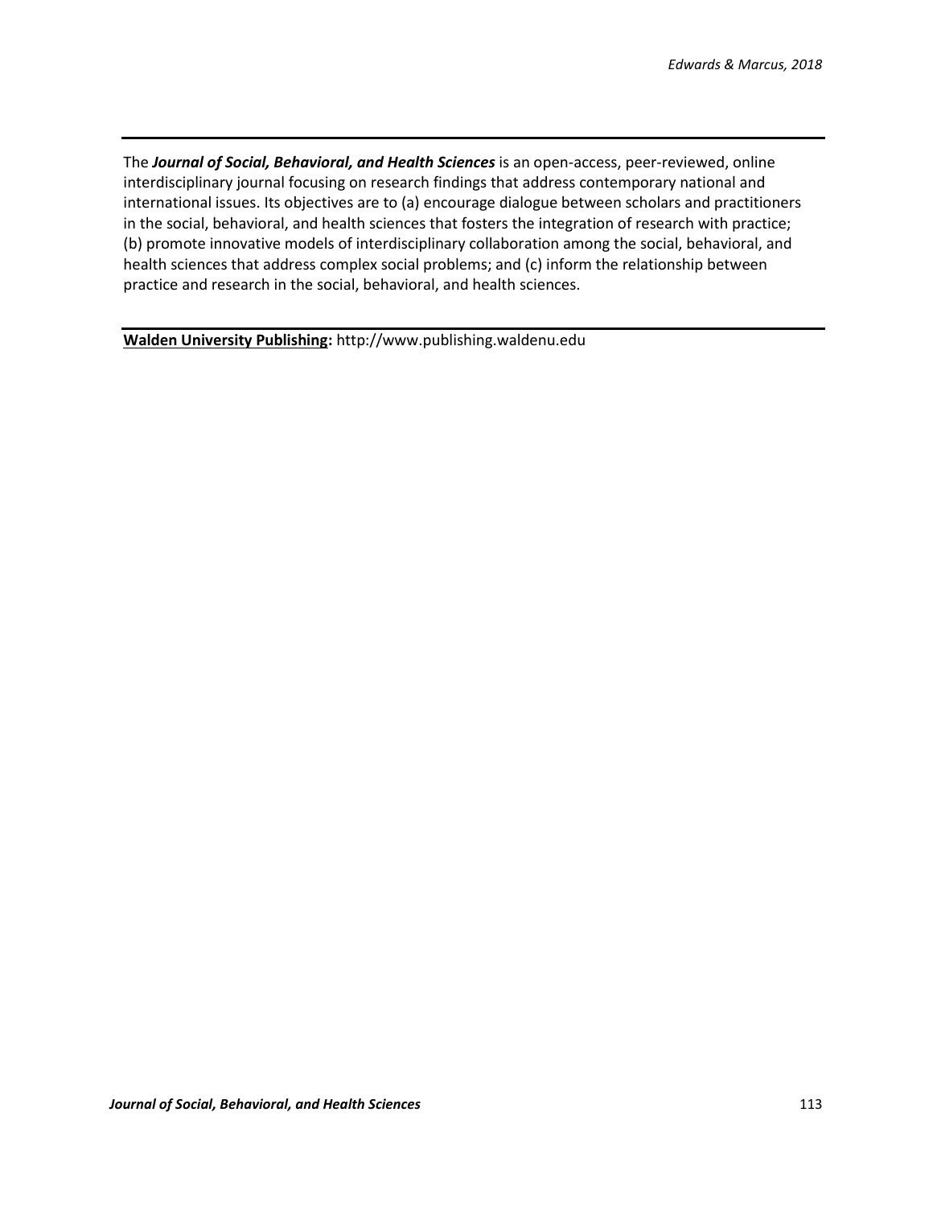---

The ***Journal of Social, Behavioral, and Health Sciences*** is an open-access, peer-reviewed, online interdisciplinary journal focusing on research findings that address contemporary national and international issues. Its objectives are to (a) encourage dialogue between scholars and practitioners in the social, behavioral, and health sciences that fosters the integration of research with practice; (b) promote innovative models of interdisciplinary collaboration among the social, behavioral, and health sciences that address complex social problems; and (c) inform the relationship between practice and research in the social, behavioral, and health sciences.

---

**Walden University Publishing:** http://www.publishing.waldenu.edu